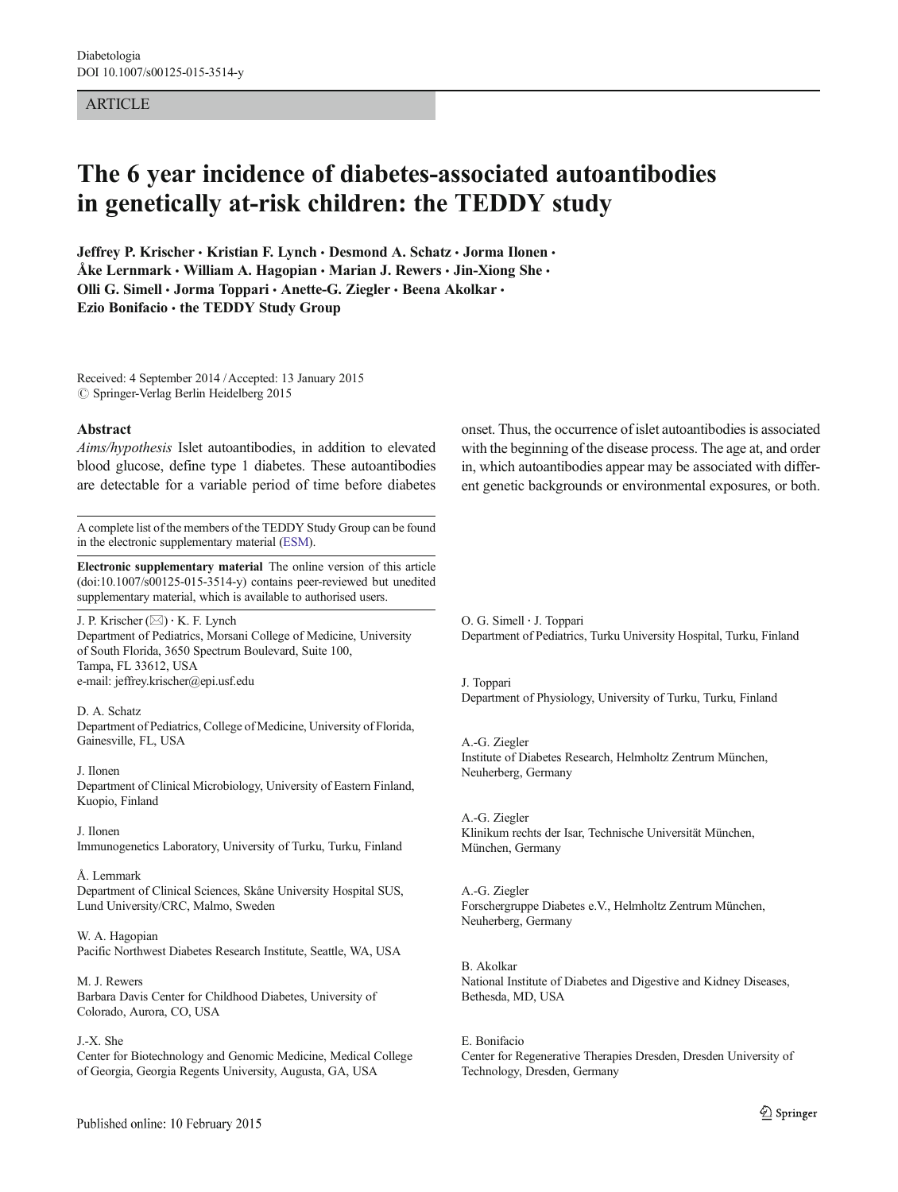Diabetologia
DOI 10.1007/s00125-015-3514-y

ARTICLE

# The 6 year incidence of diabetes-associated autoantibodies in genetically at-risk children: the TEDDY study

**Jeffrey P. Krischer · Kristian F. Lynch · Desmond A. Schatz · Jorma Ilonen · Åke Lernmark · William A. Hagopian · Marian J. Rewers · Jin-Xiong She · Olli G. Simell · Jorma Toppari · Anette-G. Ziegler · Beena Akolkar · Ezio Bonifacio · the TEDDY Study Group**

Received: 4 September 2014 / Accepted: 13 January 2015
© Springer-Verlag Berlin Heidelberg 2015

## Abstract

*Aims/hypothesis* Islet autoantibodies, in addition to elevated blood glucose, define type 1 diabetes. These autoantibodies are detectable for a variable period of time before diabetes onset. Thus, the occurrence of islet autoantibodies is associated with the beginning of the disease process. The age at, and order in, which autoantibodies appear may be associated with different genetic backgrounds or environmental exposures, or both.

---

A complete list of the members of the TEDDY Study Group can be found in the electronic supplementary material (ESM).

**Electronic supplementary material** The online version of this article (doi:10.1007/s00125-015-3514-y) contains peer-reviewed but unedited supplementary material, which is available to authorised users.

J. P. Krischer (✉) · K. F. Lynch
Department of Pediatrics, Morsani College of Medicine, University of South Florida, 3650 Spectrum Boulevard, Suite 100, Tampa, FL 33612, USA
e-mail: jeffrey.krischer@epi.usf.edu

D. A. Schatz
Department of Pediatrics, College of Medicine, University of Florida, Gainesville, FL, USA

J. Ilonen
Department of Clinical Microbiology, University of Eastern Finland, Kuopio, Finland

J. Ilonen
Immunogenetics Laboratory, University of Turku, Turku, Finland

Å. Lernmark
Department of Clinical Sciences, Skåne University Hospital SUS, Lund University/CRC, Malmo, Sweden

W. A. Hagopian
Pacific Northwest Diabetes Research Institute, Seattle, WA, USA

M. J. Rewers
Barbara Davis Center for Childhood Diabetes, University of Colorado, Aurora, CO, USA

J.-X. She
Center for Biotechnology and Genomic Medicine, Medical College of Georgia, Georgia Regents University, Augusta, GA, USA

O. G. Simell · J. Toppari
Department of Pediatrics, Turku University Hospital, Turku, Finland

J. Toppari
Department of Physiology, University of Turku, Turku, Finland

A.-G. Ziegler
Institute of Diabetes Research, Helmholtz Zentrum München, Neuherberg, Germany

A.-G. Ziegler
Klinikum rechts der Isar, Technische Universität München, München, Germany

A.-G. Ziegler
Forschergruppe Diabetes e.V., Helmholtz Zentrum München, Neuherberg, Germany

B. Akolkar
National Institute of Diabetes and Digestive and Kidney Diseases, Bethesda, MD, USA

E. Bonifacio
Center for Regenerative Therapies Dresden, Dresden University of Technology, Dresden, Germany

Published online: 10 February 2015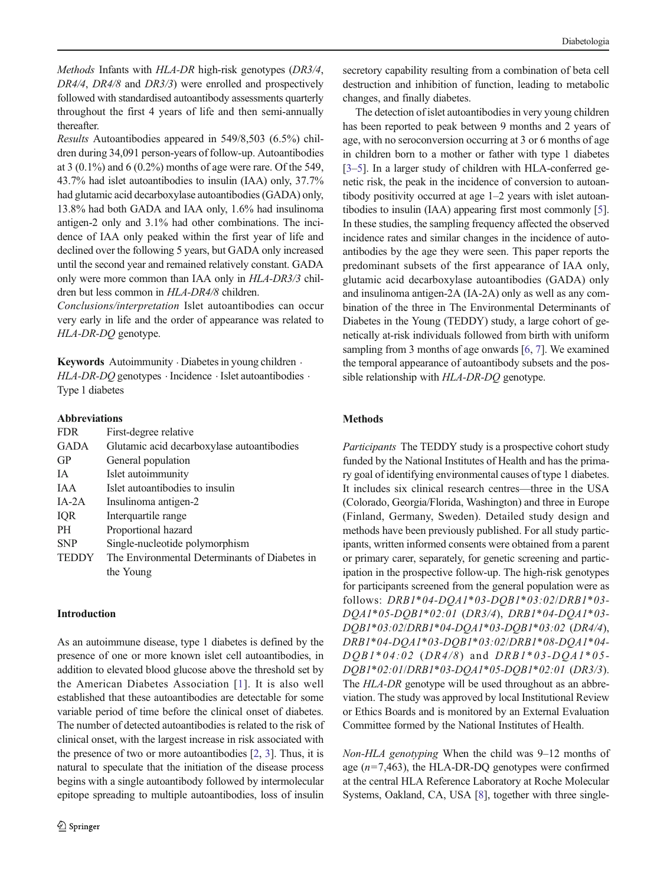*Methods* Infants with *HLA-DR* high-risk genotypes (*DR3/4*, *DR4/4*, *DR4/8* and *DR3/3*) were enrolled and prospectively followed with standardised autoantibody assessments quarterly throughout the first 4 years of life and then semi-annually thereafter.

*Results* Autoantibodies appeared in 549/8,503 (6.5%) children during 34,091 person-years of follow-up. Autoantibodies at 3 (0.1%) and 6 (0.2%) months of age were rare. Of the 549, 43.7% had islet autoantibodies to insulin (IAA) only, 37.7% had glutamic acid decarboxylase autoantibodies (GADA) only, 13.8% had both GADA and IAA only, 1.6% had insulinoma antigen-2 only and 3.1% had other combinations. The incidence of IAA only peaked within the first year of life and declined over the following 5 years, but GADA only increased until the second year and remained relatively constant. GADA only were more common than IAA only in *HLA-DR3/3* children but less common in *HLA-DR4/8* children.

*Conclusions/interpretation* Islet autoantibodies can occur very early in life and the order of appearance was related to *HLA-DR-DQ* genotype.

**Keywords** Autoimmunity · Diabetes in young children · *HLA-DR-DQ* genotypes · Incidence · Islet autoantibodies · Type 1 diabetes

**Abbreviations**

| | |
|---|---|
| FDR | First-degree relative |
| GADA | Glutamic acid decarboxylase autoantibodies |
| GP | General population |
| IA | Islet autoimmunity |
| IAA | Islet autoantibodies to insulin |
| IA-2A | Insulinoma antigen-2 |
| IQR | Interquartile range |
| PH | Proportional hazard |
| SNP | Single-nucleotide polymorphism |
| TEDDY | The Environmental Determinants of Diabetes in the Young |

## Introduction

As an autoimmune disease, type 1 diabetes is defined by the presence of one or more known islet cell autoantibodies, in addition to elevated blood glucose above the threshold set by the American Diabetes Association [1]. It is also well established that these autoantibodies are detectable for some variable period of time before the clinical onset of diabetes. The number of detected autoantibodies is related to the risk of clinical onset, with the largest increase in risk associated with the presence of two or more autoantibodies [2, 3]. Thus, it is natural to speculate that the initiation of the disease process begins with a single autoantibody followed by intermolecular epitope spreading to multiple autoantibodies, loss of insulin secretory capability resulting from a combination of beta cell destruction and inhibition of function, leading to metabolic changes, and finally diabetes.

The detection of islet autoantibodies in very young children has been reported to peak between 9 months and 2 years of age, with no seroconversion occurring at 3 or 6 months of age in children born to a mother or father with type 1 diabetes [3–5]. In a larger study of children with HLA-conferred genetic risk, the peak in the incidence of conversion to autoantibody positivity occurred at age 1–2 years with islet autoantibodies to insulin (IAA) appearing first most commonly [5]. In these studies, the sampling frequency affected the observed incidence rates and similar changes in the incidence of autoantibodies by the age they were seen. This paper reports the predominant subsets of the first appearance of IAA only, glutamic acid decarboxylase autoantibodies (GADA) only and insulinoma antigen-2A (IA-2A) only as well as any combination of the three in The Environmental Determinants of Diabetes in the Young (TEDDY) study, a large cohort of genetically at-risk individuals followed from birth with uniform sampling from 3 months of age onwards [6, 7]. We examined the temporal appearance of autoantibody subsets and the possible relationship with *HLA-DR-DQ* genotype.

## Methods

*Participants* The TEDDY study is a prospective cohort study funded by the National Institutes of Health and has the primary goal of identifying environmental causes of type 1 diabetes. It includes six clinical research centres—three in the USA (Colorado, Georgia/Florida, Washington) and three in Europe (Finland, Germany, Sweden). Detailed study design and methods have been previously published. For all study participants, written informed consents were obtained from a parent or primary carer, separately, for genetic screening and participation in the prospective follow-up. The high-risk genotypes for participants screened from the general population were as follows: *DRB1\*04-DQA1\*03-DQB1\*03:02/DRB1\*03-DQA1\*05-DQB1\*02:01* (*DR3/4*), *DRB1\*04-DQA1\*03-DQB1\*03:02/DRB1\*04-DQA1\*03-DQB1\*03:02* (*DR4/4*), *DRB1\*04-DQA1\*03-DQB1\*03:02/DRB1\*08-DQA1\*04-DQB1\*04:02* (*DR4/8*) and *DRB1\*03-DQA1\*05-DQB1\*02:01/DRB1\*03-DQA1\*05-DQB1\*02:01* (*DR3/3*). The *HLA-DR* genotype will be used throughout as an abbreviation. The study was approved by local Institutional Review or Ethics Boards and is monitored by an External Evaluation Committee formed by the National Institutes of Health.

*Non-HLA genotyping* When the child was 9–12 months of age ($n$=7,463), the HLA-DR-DQ genotypes were confirmed at the central HLA Reference Laboratory at Roche Molecular Systems, Oakland, CA, USA [8], together with three single-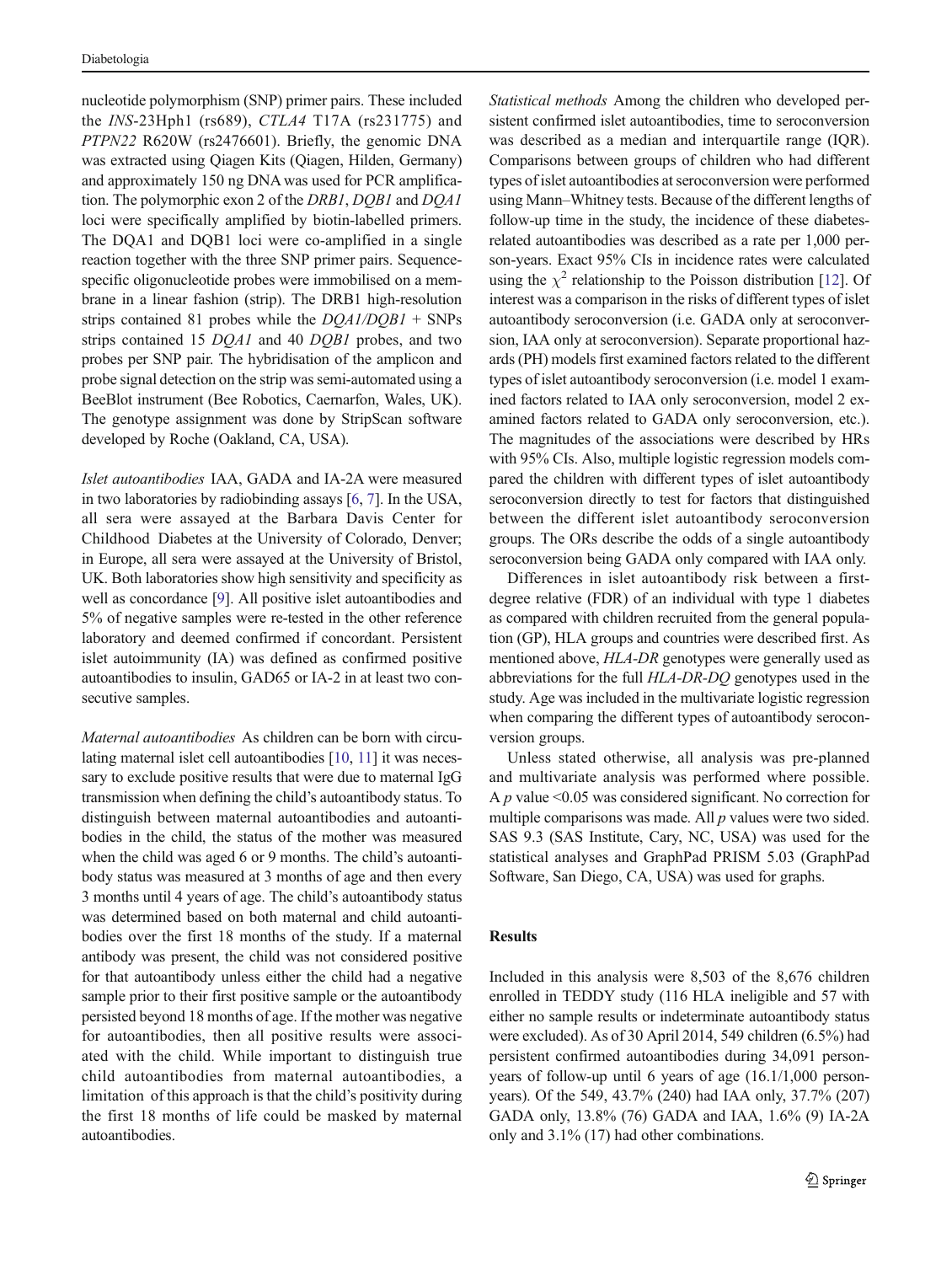nucleotide polymorphism (SNP) primer pairs. These included the *INS*-23Hph1 (rs689), *CTLA4* T17A (rs231775) and *PTPN22* R620W (rs2476601). Briefly, the genomic DNA was extracted using Qiagen Kits (Qiagen, Hilden, Germany) and approximately 150 ng DNA was used for PCR amplification. The polymorphic exon 2 of the *DRB1*, *DQB1* and *DQA1* loci were specifically amplified by biotin-labelled primers. The DQA1 and DQB1 loci were co-amplified in a single reaction together with the three SNP primer pairs. Sequence-specific oligonucleotide probes were immobilised on a membrane in a linear fashion (strip). The DRB1 high-resolution strips contained 81 probes while the *DQA1/DQB1* + SNPs strips contained 15 *DQA1* and 40 *DQB1* probes, and two probes per SNP pair. The hybridisation of the amplicon and probe signal detection on the strip was semi-automated using a BeeBlot instrument (Bee Robotics, Caernarfon, Wales, UK). The genotype assignment was done by StripScan software developed by Roche (Oakland, CA, USA).

*Islet autoantibodies* IAA, GADA and IA-2A were measured in two laboratories by radiobinding assays [6, 7]. In the USA, all sera were assayed at the Barbara Davis Center for Childhood Diabetes at the University of Colorado, Denver; in Europe, all sera were assayed at the University of Bristol, UK. Both laboratories show high sensitivity and specificity as well as concordance [9]. All positive islet autoantibodies and 5% of negative samples were re-tested in the other reference laboratory and deemed confirmed if concordant. Persistent islet autoimmunity (IA) was defined as confirmed positive autoantibodies to insulin, GAD65 or IA-2 in at least two consecutive samples.

*Maternal autoantibodies* As children can be born with circulating maternal islet cell autoantibodies [10, 11] it was necessary to exclude positive results that were due to maternal IgG transmission when defining the child's autoantibody status. To distinguish between maternal autoantibodies and autoantibodies in the child, the status of the mother was measured when the child was aged 6 or 9 months. The child's autoantibody status was measured at 3 months of age and then every 3 months until 4 years of age. The child's autoantibody status was determined based on both maternal and child autoantibodies over the first 18 months of the study. If a maternal antibody was present, the child was not considered positive for that autoantibody unless either the child had a negative sample prior to their first positive sample or the autoantibody persisted beyond 18 months of age. If the mother was negative for autoantibodies, then all positive results were associated with the child. While important to distinguish true child autoantibodies from maternal autoantibodies, a limitation of this approach is that the child's positivity during the first 18 months of life could be masked by maternal autoantibodies.

*Statistical methods* Among the children who developed persistent confirmed islet autoantibodies, time to seroconversion was described as a median and interquartile range (IQR). Comparisons between groups of children who had different types of islet autoantibodies at seroconversion were performed using Mann–Whitney tests. Because of the different lengths of follow-up time in the study, the incidence of these diabetes-related autoantibodies was described as a rate per 1,000 person-years. Exact 95% CIs in incidence rates were calculated using the $\chi^2$ relationship to the Poisson distribution [12]. Of interest was a comparison in the risks of different types of islet autoantibody seroconversion (i.e. GADA only at seroconversion, IAA only at seroconversion). Separate proportional hazards (PH) models first examined factors related to the different types of islet autoantibody seroconversion (i.e. model 1 examined factors related to IAA only seroconversion, model 2 examined factors related to GADA only seroconversion, etc.). The magnitudes of the associations were described by HRs with 95% CIs. Also, multiple logistic regression models compared the children with different types of islet autoantibody seroconversion directly to test for factors that distinguished between the different islet autoantibody seroconversion groups. The ORs describe the odds of a single autoantibody seroconversion being GADA only compared with IAA only.

Differences in islet autoantibody risk between a first-degree relative (FDR) of an individual with type 1 diabetes as compared with children recruited from the general population (GP), HLA groups and countries were described first. As mentioned above, *HLA-DR* genotypes were generally used as abbreviations for the full *HLA-DR-DQ* genotypes used in the study. Age was included in the multivariate logistic regression when comparing the different types of autoantibody seroconversion groups.

Unless stated otherwise, all analysis was pre-planned and multivariate analysis was performed where possible. A $p$ value <0.05 was considered significant. No correction for multiple comparisons was made. All $p$ values were two sided. SAS 9.3 (SAS Institute, Cary, NC, USA) was used for the statistical analyses and GraphPad PRISM 5.03 (GraphPad Software, San Diego, CA, USA) was used for graphs.

## Results

Included in this analysis were 8,503 of the 8,676 children enrolled in TEDDY study (116 HLA ineligible and 57 with either no sample results or indeterminate autoantibody status were excluded). As of 30 April 2014, 549 children (6.5%) had persistent confirmed autoantibodies during 34,091 person-years of follow-up until 6 years of age (16.1/1,000 person-years). Of the 549, 43.7% (240) had IAA only, 37.7% (207) GADA only, 13.8% (76) GADA and IAA, 1.6% (9) IA-2A only and 3.1% (17) had other combinations.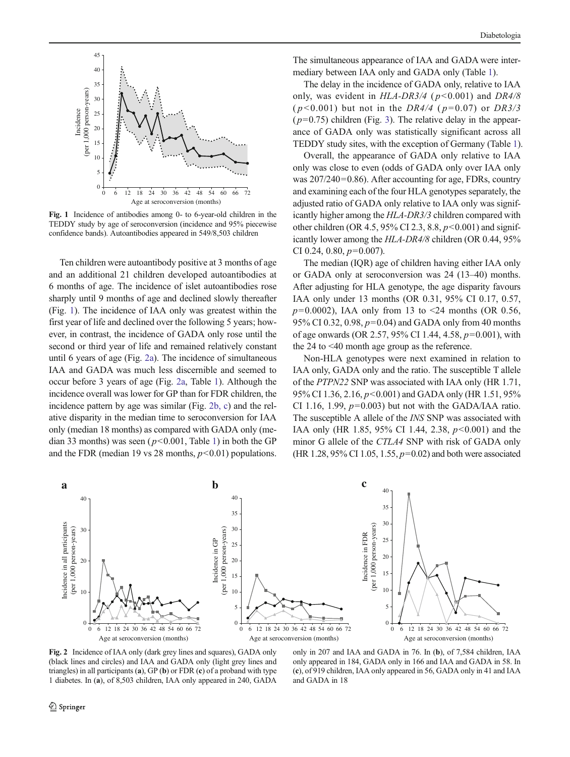Fig. 1 Incidence of antibodies among 0- to 6-year-old children in the TEDDY study by age of seroconversion (incidence and 95% piecewise confidence bands). Autoantibodies appeared in 549/8,503 children

Ten children were autoantibody positive at 3 months of age and an additional 21 children developed autoantibodies at 6 months of age. The incidence of islet autoantibodies rose sharply until 9 months of age and declined slowly thereafter (Fig. 1). The incidence of IAA only was greatest within the first year of life and declined over the following 5 years; however, in contrast, the incidence of GADA only rose until the second or third year of life and remained relatively constant until 6 years of age (Fig. 2a). The incidence of simultaneous IAA and GADA was much less discernible and seemed to occur before 3 years of age (Fig. 2a, Table 1). Although the incidence overall was lower for GP than for FDR children, the incidence pattern by age was similar (Fig. 2b, c) and the relative disparity in the median time to seroconversion for IAA only (median 18 months) as compared with GADA only (median 33 months) was seen ($p<0.001$, Table 1) in both the GP and the FDR (median 19 vs 28 months, $p<0.01$) populations.

The simultaneous appearance of IAA and GADA were intermediary between IAA only and GADA only (Table 1).

The delay in the incidence of GADA only, relative to IAA only, was evident in *HLA-DR3/4* ($p<0.001$) and *DR4/8* ($p<0.001$) but not in the *DR4/4* ($p=0.07$) or *DR3/3* ($p=0.75$) children (Fig. 3). The relative delay in the appearance of GADA only was statistically significant across all TEDDY study sites, with the exception of Germany (Table 1).

Overall, the appearance of GADA only relative to IAA only was close to even (odds of GADA only over IAA only was 207/240=0.86). After accounting for age, FDRs, country and examining each of the four HLA genotypes separately, the adjusted ratio of GADA only relative to IAA only was significantly higher among the *HLA-DR3/3* children compared with other children (OR 4.5, 95% CI 2.3, 8.8, $p<0.001$) and significantly lower among the *HLA-DR4/8* children (OR 0.44, 95% CI 0.24, 0.80, $p=0.007$).

The median (IQR) age of children having either IAA only or GADA only at seroconversion was 24 (13–40) months. After adjusting for HLA genotype, the age disparity favours IAA only under 13 months (OR 0.31, 95% CI 0.17, 0.57, $p=0.0002$), IAA only from 13 to <24 months (OR 0.56, 95% CI 0.32, 0.98, $p=0.04$) and GADA only from 40 months of age onwards (OR 2.57, 95% CI 1.44, 4.58, $p=0.001$), with the 24 to <40 month age group as the reference.

Non-HLA genotypes were next examined in relation to IAA only, GADA only and the ratio. The susceptible T allele of the *PTPN22* SNP was associated with IAA only (HR 1.71, 95% CI 1.36, 2.16, $p<0.001$) and GADA only (HR 1.51, 95% CI 1.16, 1.99, $p=0.003$) but not with the GADA/IAA ratio. The susceptible A allele of the *INS* SNP was associated with IAA only (HR 1.85, 95% CI 1.44, 2.38, $p<0.001$) and the minor G allele of the *CTLA4* SNP with risk of GADA only (HR 1.28, 95% CI 1.05, 1.55, $p=0.02$) and both were associated

Fig. 2 Incidence of IAA only (dark grey lines and squares), GADA only (black lines and circles) and IAA and GADA only (light grey lines and triangles) in all participants (**a**), GP (**b**) or FDR (**c**) of a proband with type 1 diabetes. In (**a**), of 8,503 children, IAA only appeared in 240, GADA only in 207 and IAA and GADA in 76. In (**b**), of 7,584 children, IAA only appeared in 184, GADA only in 166 and IAA and GADA in 58. In (**c**), of 919 children, IAA only appeared in 56, GADA only in 41 and IAA and GADA in 18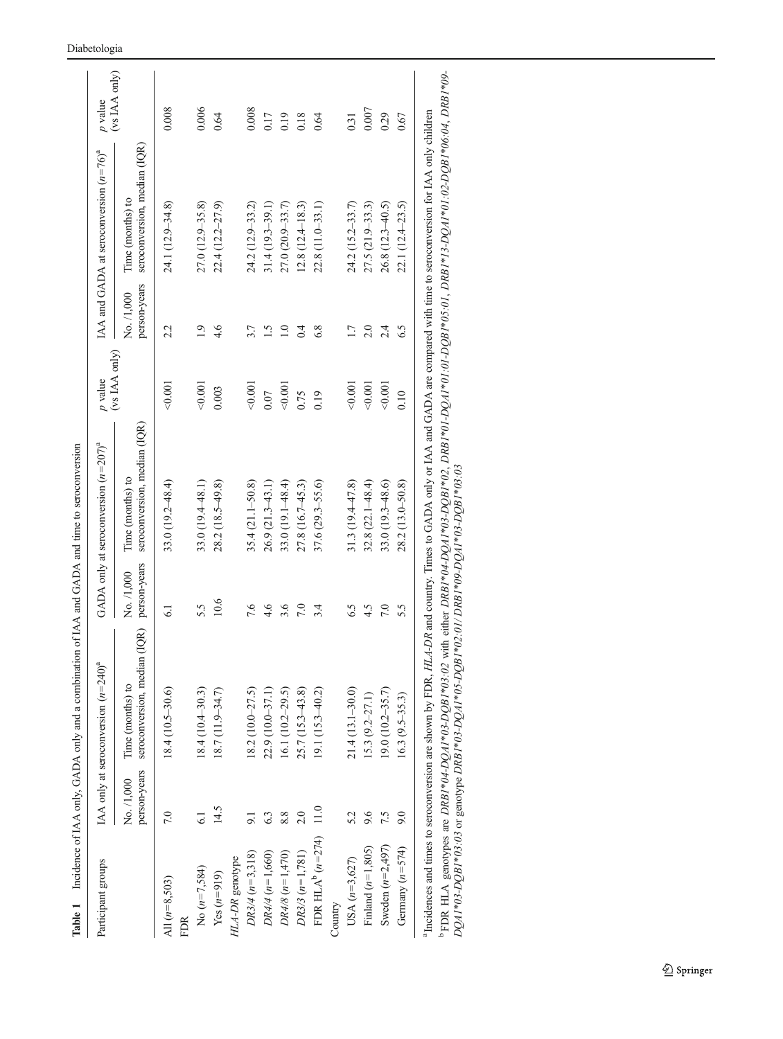**Table 1** Incidence of IAA only, GADA only and a combination of IAA and GADA and time to seroconversion

| Participant groups | IAA only at seroconversion ($n$=240)[a] | | GADA only at seroconversion ($n$=207)[a] | | $p$ value (vs IAA only) | IAA and GADA at seroconversion ($n$=76)[a] | | $p$ value (vs IAA only) |
|---|---|---|---|---|---|---|---|---|
| | No. /1,000 person-years | Time (months) to seroconversion, median (IQR) | No. /1,000 person-years | Time (months) to seroconversion, median (IQR) | | No. /1,000 person-years | Time (months) to seroconversion, median (IQR) | |
| All ($n$=8,503) | 7.0 | 18.4 (10.5–30.6) | 6.1 | 33.0 (19.2–48.4) | <0.001 | 2.2 | 24.1 (12.9–34.8) | 0.008 |
| FDR | | | | | | | | |
| No ($n$=7,584) | 6.1 | 18.4 (10.4–30.3) | 5.5 | 33.0 (19.4–48.1) | <0.001 | 1.9 | 27.0 (12.9–35.8) | 0.006 |
| Yes ($n$=919) | 14.5 | 18.7 (11.9–34.7) | 10.6 | 28.2 (18.5–49.8) | 0.003 | 4.6 | 22.4 (12.2–27.9) | 0.64 |
| *HLA-DR* genotype | | | | | | | | |
| *DR3/4* ($n$=3,318) | 9.1 | 18.2 (10.0–27.5) | 7.6 | 35.4 (21.1–50.8) | <0.001 | 3.7 | 24.2 (12.9–33.2) | 0.008 |
| *DR4/4* ($n$=1,660) | 6.3 | 22.9 (10.0–37.1) | 4.6 | 26.9 (21.3–43.1) | 0.07 | 1.5 | 31.4 (19.3–39.1) | 0.17 |
| *DR4/8* ($n$=1,470) | 8.8 | 16.1 (10.2–29.5) | 3.6 | 33.0 (19.1–48.4) | <0.001 | 1.0 | 27.0 (20.9–33.7) | 0.19 |
| *DR3/3* ($n$=1,781) | 2.0 | 25.7 (15.3–43.8) | 7.0 | 27.8 (16.7–45.3) | 0.75 | 0.4 | 12.8 (12.4–18.3) | 0.18 |
| FDR HLA[b] ($n$=274) | 11.0 | 19.1 (15.3–40.2) | 3.4 | 37.6 (29.3–55.6) | 0.19 | 6.8 | 22.8 (11.0–33.1) | 0.64 |
| Country | | | | | | | | |
| USA ($n$=3,627) | 5.2 | 21.4 (13.1–30.0) | 6.5 | 31.3 (19.4–47.8) | <0.001 | 1.7 | 24.2 (15.2–33.7) | 0.31 |
| Finland ($n$=1,805) | 9.6 | 15.3 (9.2–27.1) | 4.5 | 32.8 (22.1–48.4) | <0.001 | 2.0 | 27.5 (21.9–33.3) | 0.007 |
| Sweden ($n$=2,497) | 7.5 | 19.0 (10.2–35.7) | 7.0 | 33.0 (19.3–48.6) | <0.001 | 2.4 | 26.8 (12.3–40.5) | 0.29 |
| Germany ($n$=574) | 9.0 | 16.3 (9.5–35.3) | 5.5 | 28.2 (13.0–50.8) | 0.10 | 6.5 | 22.1 (12.4–23.5) | 0.67 |

[a] Incidences and times to seroconversion are shown by FDR, *HLA-DR* and country. Times to GADA only or IAA and GADA are compared with time to seroconversion for IAA only children

[b] FDR HLA genotypes are *DRB1\*04-DQA1\*03-DQB1\*03:02* with either *DRB1\*04-DQA1\*03-DQB1\*02*, *DRB1\*01-DQA1\*01:01-DQB1\*05:01*, *DRB1\*13-DQA1\*01:02-DQB1\*06:04*, *DRB1\*09-DQA1\*03-DQB1\*03:03* or genotype *DRB1\*03-DQA1\*05-DQB1\*02:01/DRB1\*09-DQA1\*03-DQB1\*03:03*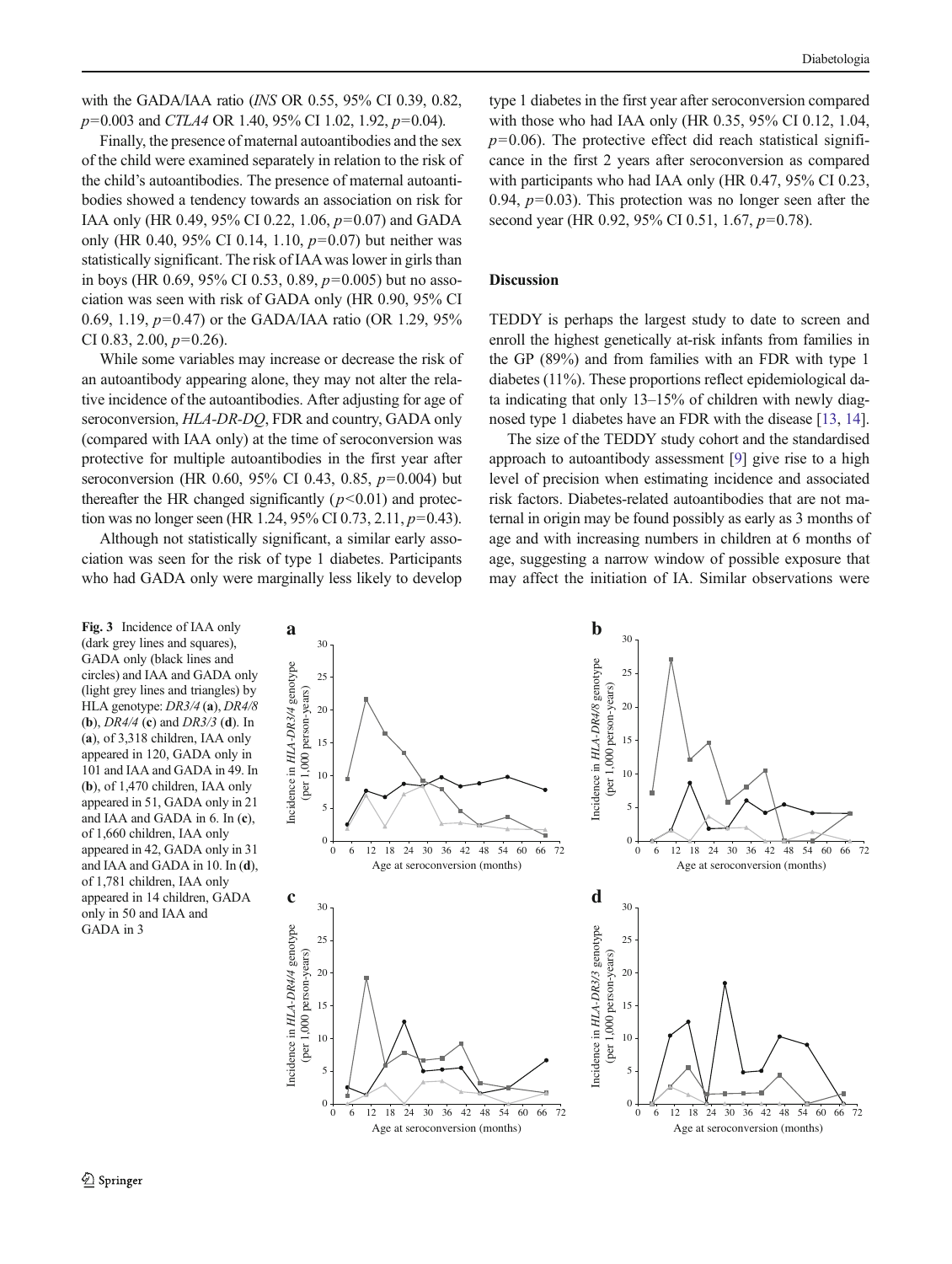with the GADA/IAA ratio (*INS* OR 0.55, 95% CI 0.39, 0.82, $p$=0.003 and *CTLA4* OR 1.40, 95% CI 1.02, 1.92, $p$=0.04).

Finally, the presence of maternal autoantibodies and the sex of the child were examined separately in relation to the risk of the child's autoantibodies. The presence of maternal autoantibodies showed a tendency towards an association on risk for IAA only (HR 0.49, 95% CI 0.22, 1.06, $p$=0.07) and GADA only (HR 0.40, 95% CI 0.14, 1.10, $p$=0.07) but neither was statistically significant. The risk of IAA was lower in girls than in boys (HR 0.69, 95% CI 0.53, 0.89, $p$=0.005) but no association was seen with risk of GADA only (HR 0.90, 95% CI 0.69, 1.19, $p$=0.47) or the GADA/IAA ratio (OR 1.29, 95% CI 0.83, 2.00, $p$=0.26).

While some variables may increase or decrease the risk of an autoantibody appearing alone, they may not alter the relative incidence of the autoantibodies. After adjusting for age of seroconversion, *HLA-DR-DQ*, FDR and country, GADA only (compared with IAA only) at the time of seroconversion was protective for multiple autoantibodies in the first year after seroconversion (HR 0.60, 95% CI 0.43, 0.85, $p$=0.004) but thereafter the HR changed significantly ($p$<0.01) and protection was no longer seen (HR 1.24, 95% CI 0.73, 2.11, $p$=0.43).

Although not statistically significant, a similar early association was seen for the risk of type 1 diabetes. Participants who had GADA only were marginally less likely to develop type 1 diabetes in the first year after seroconversion compared with those who had IAA only (HR 0.35, 95% CI 0.12, 1.04, $p$=0.06). The protective effect did reach statistical significance in the first 2 years after seroconversion as compared with participants who had IAA only (HR 0.47, 95% CI 0.23, 0.94, $p$=0.03). This protection was no longer seen after the second year (HR 0.92, 95% CI 0.51, 1.67, $p$=0.78).

## Discussion

TEDDY is perhaps the largest study to date to screen and enroll the highest genetically at-risk infants from families in the GP (89%) and from families with an FDR with type 1 diabetes (11%). These proportions reflect epidemiological data indicating that only 13–15% of children with newly diagnosed type 1 diabetes have an FDR with the disease [13, 14].

The size of the TEDDY study cohort and the standardised approach to autoantibody assessment [9] give rise to a high level of precision when estimating incidence and associated risk factors. Diabetes-related autoantibodies that are not maternal in origin may be found possibly as early as 3 months of age and with increasing numbers in children at 6 months of age, suggesting a narrow window of possible exposure that may affect the initiation of IA. Similar observations were

**Fig. 3** Incidence of IAA only (dark grey lines and squares), GADA only (black lines and circles) and IAA and GADA only (light grey lines and triangles) by HLA genotype: *DR3/4* (**a**), *DR4/8* (**b**), *DR4/4* (**c**) and *DR3/3* (**d**). In (**a**), of 3,318 children, IAA only appeared in 120, GADA only in 101 and IAA and GADA in 49. In (**b**), of 1,470 children, IAA only appeared in 51, GADA only in 21 and IAA and GADA in 6. In (**c**), of 1,660 children, IAA only appeared in 42, GADA only in 31 and IAA and GADA in 10. In (**d**), of 1,781 children, IAA only appeared in 14 children, GADA only in 50 and IAA and GADA in 3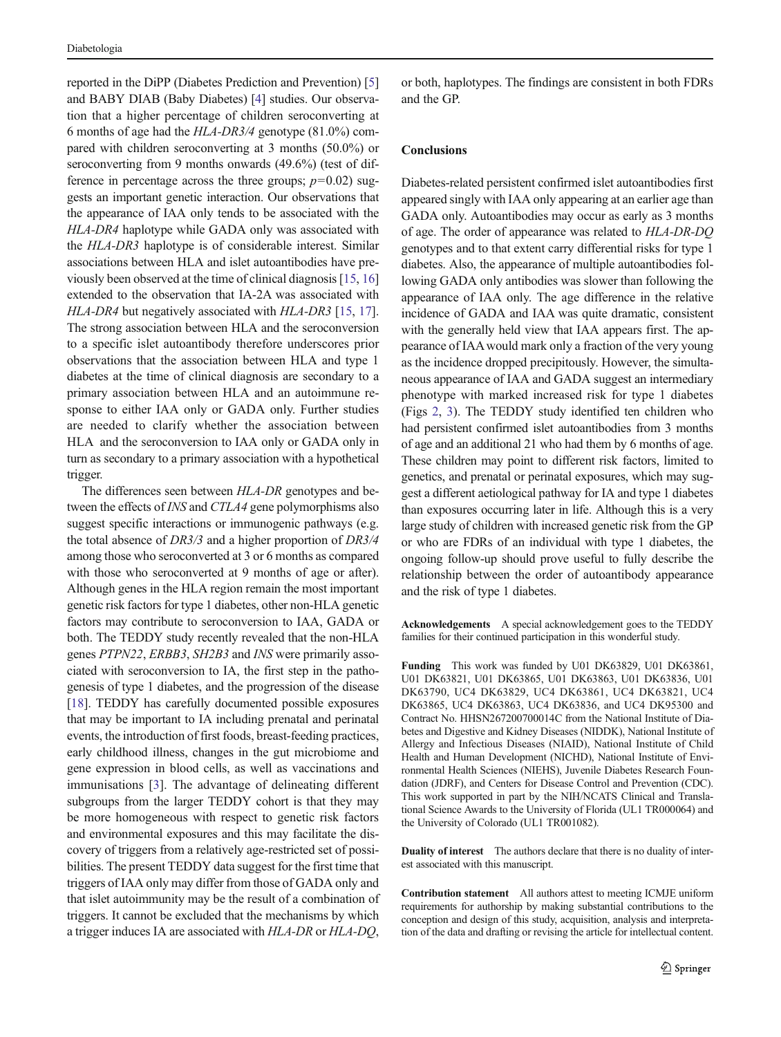reported in the DiPP (Diabetes Prediction and Prevention) [5] and BABY DIAB (Baby Diabetes) [4] studies. Our observation that a higher percentage of children seroconverting at 6 months of age had the *HLA-DR3/4* genotype (81.0%) compared with children seroconverting at 3 months (50.0%) or seroconverting from 9 months onwards (49.6%) (test of difference in percentage across the three groups; $p=0.02$) suggests an important genetic interaction. Our observations that the appearance of IAA only tends to be associated with the *HLA-DR4* haplotype while GADA only was associated with the *HLA-DR3* haplotype is of considerable interest. Similar associations between HLA and islet autoantibodies have previously been observed at the time of clinical diagnosis [15, 16] extended to the observation that IA-2A was associated with *HLA-DR4* but negatively associated with *HLA-DR3* [15, 17]. The strong association between HLA and the seroconversion to a specific islet autoantibody therefore underscores prior observations that the association between HLA and type 1 diabetes at the time of clinical diagnosis are secondary to a primary association between HLA and an autoimmune response to either IAA only or GADA only. Further studies are needed to clarify whether the association between HLA and the seroconversion to IAA only or GADA only in turn as secondary to a primary association with a hypothetical trigger.

The differences seen between *HLA-DR* genotypes and between the effects of *INS* and *CTLA4* gene polymorphisms also suggest specific interactions or immunogenic pathways (e.g. the total absence of *DR3/3* and a higher proportion of *DR3/4* among those who seroconverted at 3 or 6 months as compared with those who seroconverted at 9 months of age or after). Although genes in the HLA region remain the most important genetic risk factors for type 1 diabetes, other non-HLA genetic factors may contribute to seroconversion to IAA, GADA or both. The TEDDY study recently revealed that the non-HLA genes *PTPN22*, *ERBB3*, *SH2B3* and *INS* were primarily associated with seroconversion to IA, the first step in the pathogenesis of type 1 diabetes, and the progression of the disease [18]. TEDDY has carefully documented possible exposures that may be important to IA including prenatal and perinatal events, the introduction of first foods, breast-feeding practices, early childhood illness, changes in the gut microbiome and gene expression in blood cells, as well as vaccinations and immunisations [3]. The advantage of delineating different subgroups from the larger TEDDY cohort is that they may be more homogeneous with respect to genetic risk factors and environmental exposures and this may facilitate the discovery of triggers from a relatively age-restricted set of possibilities. The present TEDDY data suggest for the first time that triggers of IAA only may differ from those of GADA only and that islet autoimmunity may be the result of a combination of triggers. It cannot be excluded that the mechanisms by which a trigger induces IA are associated with *HLA-DR* or *HLA-DQ*, or both, haplotypes. The findings are consistent in both FDRs and the GP.

## Conclusions

Diabetes-related persistent confirmed islet autoantibodies first appeared singly with IAA only appearing at an earlier age than GADA only. Autoantibodies may occur as early as 3 months of age. The order of appearance was related to *HLA-DR-DQ* genotypes and to that extent carry differential risks for type 1 diabetes. Also, the appearance of multiple autoantibodies following GADA only antibodies was slower than following the appearance of IAA only. The age difference in the relative incidence of GADA and IAA was quite dramatic, consistent with the generally held view that IAA appears first. The appearance of IAA would mark only a fraction of the very young as the incidence dropped precipitously. However, the simultaneous appearance of IAA and GADA suggest an intermediary phenotype with marked increased risk for type 1 diabetes (Figs 2, 3). The TEDDY study identified ten children who had persistent confirmed islet autoantibodies from 3 months of age and an additional 21 who had them by 6 months of age. These children may point to different risk factors, limited to genetics, and prenatal or perinatal exposures, which may suggest a different aetiological pathway for IA and type 1 diabetes than exposures occurring later in life. Although this is a very large study of children with increased genetic risk from the GP or who are FDRs of an individual with type 1 diabetes, the ongoing follow-up should prove useful to fully describe the relationship between the order of autoantibody appearance and the risk of type 1 diabetes.

**Acknowledgements** A special acknowledgement goes to the TEDDY families for their continued participation in this wonderful study.

**Funding** This work was funded by U01 DK63829, U01 DK63861, U01 DK63821, U01 DK63865, U01 DK63863, U01 DK63836, U01 DK63790, UC4 DK63829, UC4 DK63861, UC4 DK63821, UC4 DK63865, UC4 DK63863, UC4 DK63836, and UC4 DK95300 and Contract No. HHSN267200700014C from the National Institute of Diabetes and Digestive and Kidney Diseases (NIDDK), National Institute of Allergy and Infectious Diseases (NIAID), National Institute of Child Health and Human Development (NICHD), National Institute of Environmental Health Sciences (NIEHS), Juvenile Diabetes Research Foundation (JDRF), and Centers for Disease Control and Prevention (CDC). This work supported in part by the NIH/NCATS Clinical and Translational Science Awards to the University of Florida (UL1 TR000064) and the University of Colorado (UL1 TR001082).

**Duality of interest** The authors declare that there is no duality of interest associated with this manuscript.

**Contribution statement** All authors attest to meeting ICMJE uniform requirements for authorship by making substantial contributions to the conception and design of this study, acquisition, analysis and interpretation of the data and drafting or revising the article for intellectual content.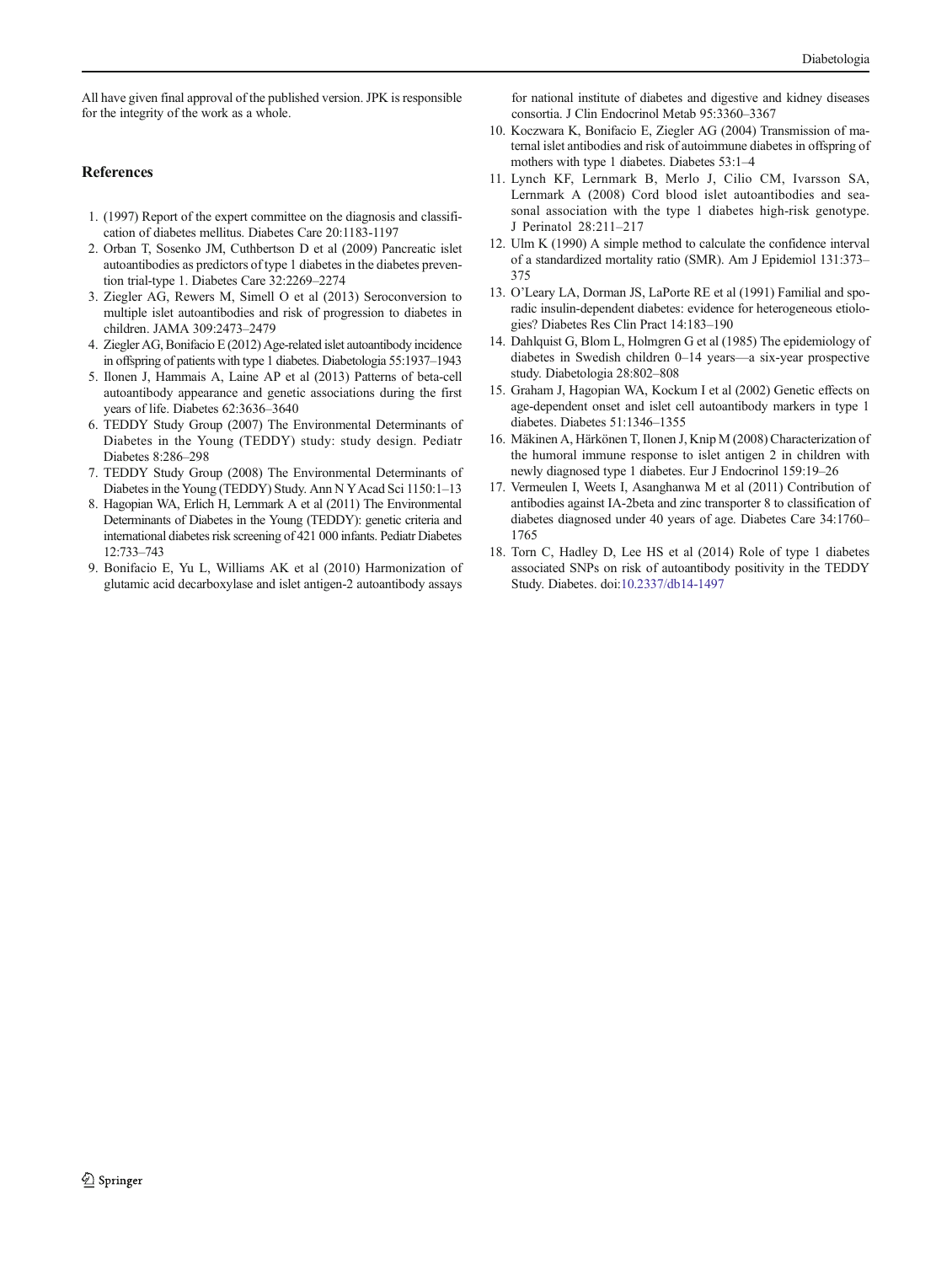All have given final approval of the published version. JPK is responsible for the integrity of the work as a whole.

## References

1. (1997) Report of the expert committee on the diagnosis and classification of diabetes mellitus. Diabetes Care 20:1183-1197
2. Orban T, Sosenko JM, Cuthbertson D et al (2009) Pancreatic islet autoantibodies as predictors of type 1 diabetes in the diabetes prevention trial-type 1. Diabetes Care 32:2269–2274
3. Ziegler AG, Rewers M, Simell O et al (2013) Seroconversion to multiple islet autoantibodies and risk of progression to diabetes in children. JAMA 309:2473–2479
4. Ziegler AG, Bonifacio E (2012) Age-related islet autoantibody incidence in offspring of patients with type 1 diabetes. Diabetologia 55:1937–1943
5. Ilonen J, Hammais A, Laine AP et al (2013) Patterns of beta-cell autoantibody appearance and genetic associations during the first years of life. Diabetes 62:3636–3640
6. TEDDY Study Group (2007) The Environmental Determinants of Diabetes in the Young (TEDDY) study: study design. Pediatr Diabetes 8:286–298
7. TEDDY Study Group (2008) The Environmental Determinants of Diabetes in the Young (TEDDY) Study. Ann N Y Acad Sci 1150:1–13
8. Hagopian WA, Erlich H, Lernmark A et al (2011) The Environmental Determinants of Diabetes in the Young (TEDDY): genetic criteria and international diabetes risk screening of 421 000 infants. Pediatr Diabetes 12:733–743
9. Bonifacio E, Yu L, Williams AK et al (2010) Harmonization of glutamic acid decarboxylase and islet antigen-2 autoantibody assays for national institute of diabetes and digestive and kidney diseases consortia. J Clin Endocrinol Metab 95:3360–3367
10. Koczwara K, Bonifacio E, Ziegler AG (2004) Transmission of maternal islet antibodies and risk of autoimmune diabetes in offspring of mothers with type 1 diabetes. Diabetes 53:1–4
11. Lynch KF, Lernmark B, Merlo J, Cilio CM, Ivarsson SA, Lernmark A (2008) Cord blood islet autoantibodies and seasonal association with the type 1 diabetes high-risk genotype. J Perinatol 28:211–217
12. Ulm K (1990) A simple method to calculate the confidence interval of a standardized mortality ratio (SMR). Am J Epidemiol 131:373–375
13. O'Leary LA, Dorman JS, LaPorte RE et al (1991) Familial and sporadic insulin-dependent diabetes: evidence for heterogeneous etiologies? Diabetes Res Clin Pract 14:183–190
14. Dahlquist G, Blom L, Holmgren G et al (1985) The epidemiology of diabetes in Swedish children 0–14 years—a six-year prospective study. Diabetologia 28:802–808
15. Graham J, Hagopian WA, Kockum I et al (2002) Genetic effects on age-dependent onset and islet cell autoantibody markers in type 1 diabetes. Diabetes 51:1346–1355
16. Mäkinen A, Härkönen T, Ilonen J, Knip M (2008) Characterization of the humoral immune response to islet antigen 2 in children with newly diagnosed type 1 diabetes. Eur J Endocrinol 159:19–26
17. Vermeulen I, Weets I, Asanghanwa M et al (2011) Contribution of antibodies against IA-2beta and zinc transporter 8 to classification of diabetes diagnosed under 40 years of age. Diabetes Care 34:1760–1765
18. Torn C, Hadley D, Lee HS et al (2014) Role of type 1 diabetes associated SNPs on risk of autoantibody positivity in the TEDDY Study. Diabetes. doi:10.2337/db14-1497